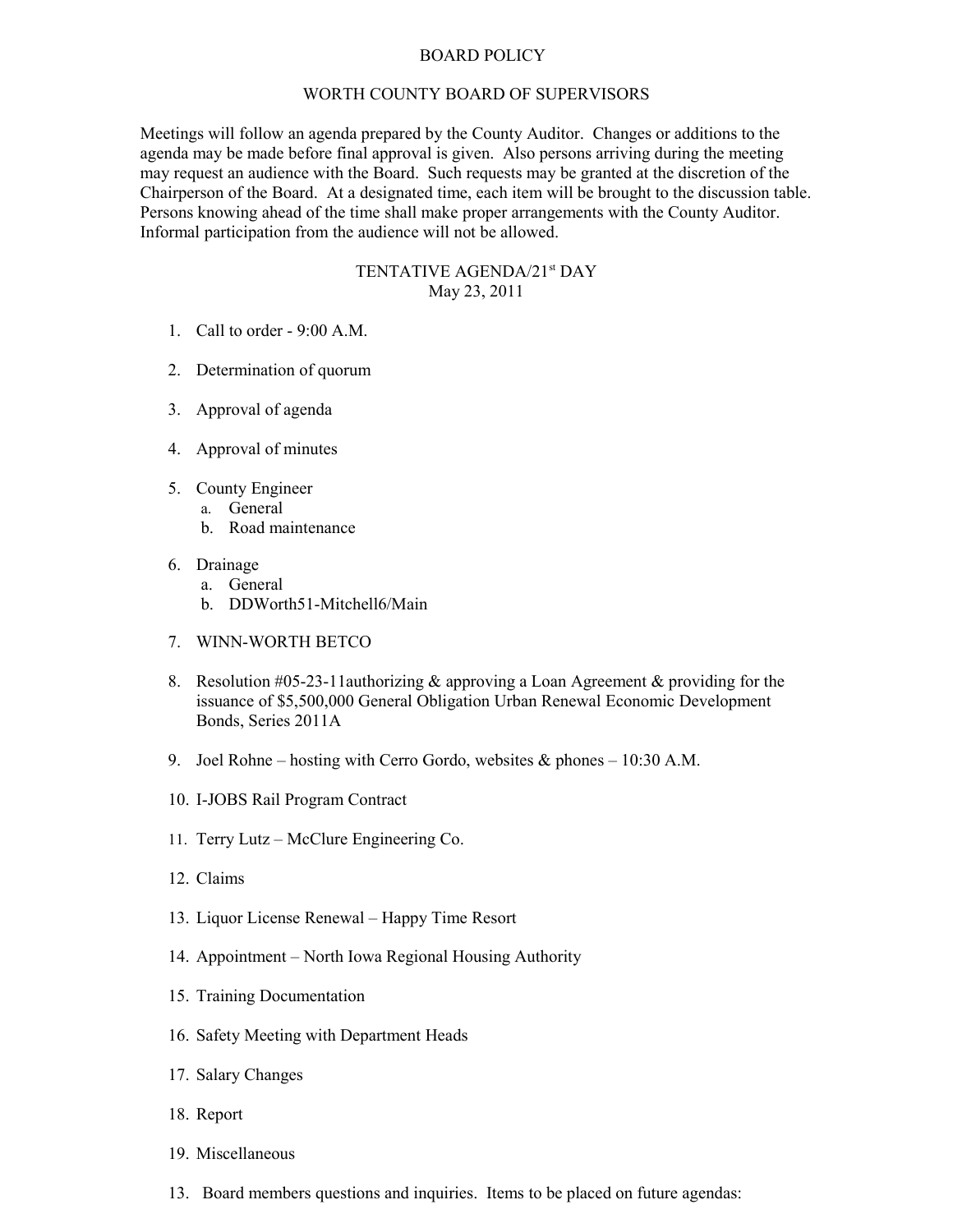# BOARD POLICY

## WORTH COUNTY BOARD OF SUPERVISORS

Meetings will follow an agenda prepared by the County Auditor. Changes or additions to the agenda may be made before final approval is given. Also persons arriving during the meeting may request an audience with the Board. Such requests may be granted at the discretion of the Chairperson of the Board. At a designated time, each item will be brought to the discussion table. Persons knowing ahead of the time shall make proper arrangements with the County Auditor. Informal participation from the audience will not be allowed.

## TENTATIVE AGENDA/21st DAY
May 23, 2011

1. Call to order - 9:00 A.M.
2. Determination of quorum
3. Approval of agenda
4. Approval of minutes
5. County Engineer
   a. General
   b. Road maintenance
6. Drainage
   a. General
   b. DDWorth51-Mitchell6/Main
7. WINN-WORTH BETCO
8. Resolution #05-23-11authorizing & approving a Loan Agreement & providing for the issuance of $5,500,000 General Obligation Urban Renewal Economic Development Bonds, Series 2011A
9. Joel Rohne – hosting with Cerro Gordo, websites & phones – 10:30 A.M.
10. I-JOBS Rail Program Contract
11. Terry Lutz – McClure Engineering Co.
12. Claims
13. Liquor License Renewal – Happy Time Resort
14. Appointment – North Iowa Regional Housing Authority
15. Training Documentation
16. Safety Meeting with Department Heads
17. Salary Changes
18. Report
19. Miscellaneous

13. Board members questions and inquiries. Items to be placed on future agendas: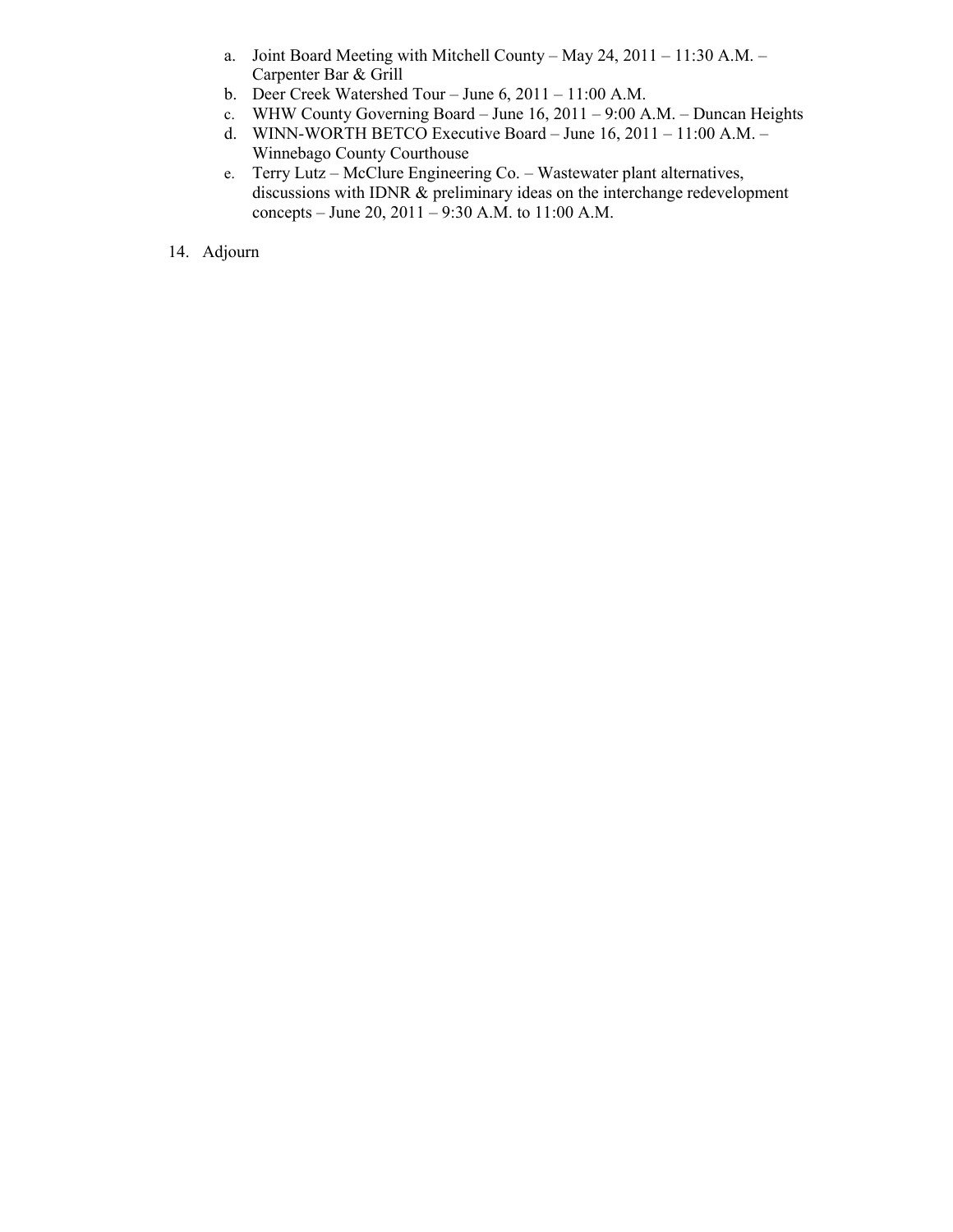a. Joint Board Meeting with Mitchell County – May 24, 2011 – 11:30 A.M. – Carpenter Bar & Grill
b. Deer Creek Watershed Tour – June 6, 2011 – 11:00 A.M.
c. WHW County Governing Board – June 16, 2011 – 9:00 A.M. – Duncan Heights
d. WINN-WORTH BETCO Executive Board – June 16, 2011 – 11:00 A.M. – Winnebago County Courthouse
e. Terry Lutz – McClure Engineering Co. – Wastewater plant alternatives, discussions with IDNR & preliminary ideas on the interchange redevelopment concepts – June 20, 2011 – 9:30 A.M. to 11:00 A.M.

14. Adjourn